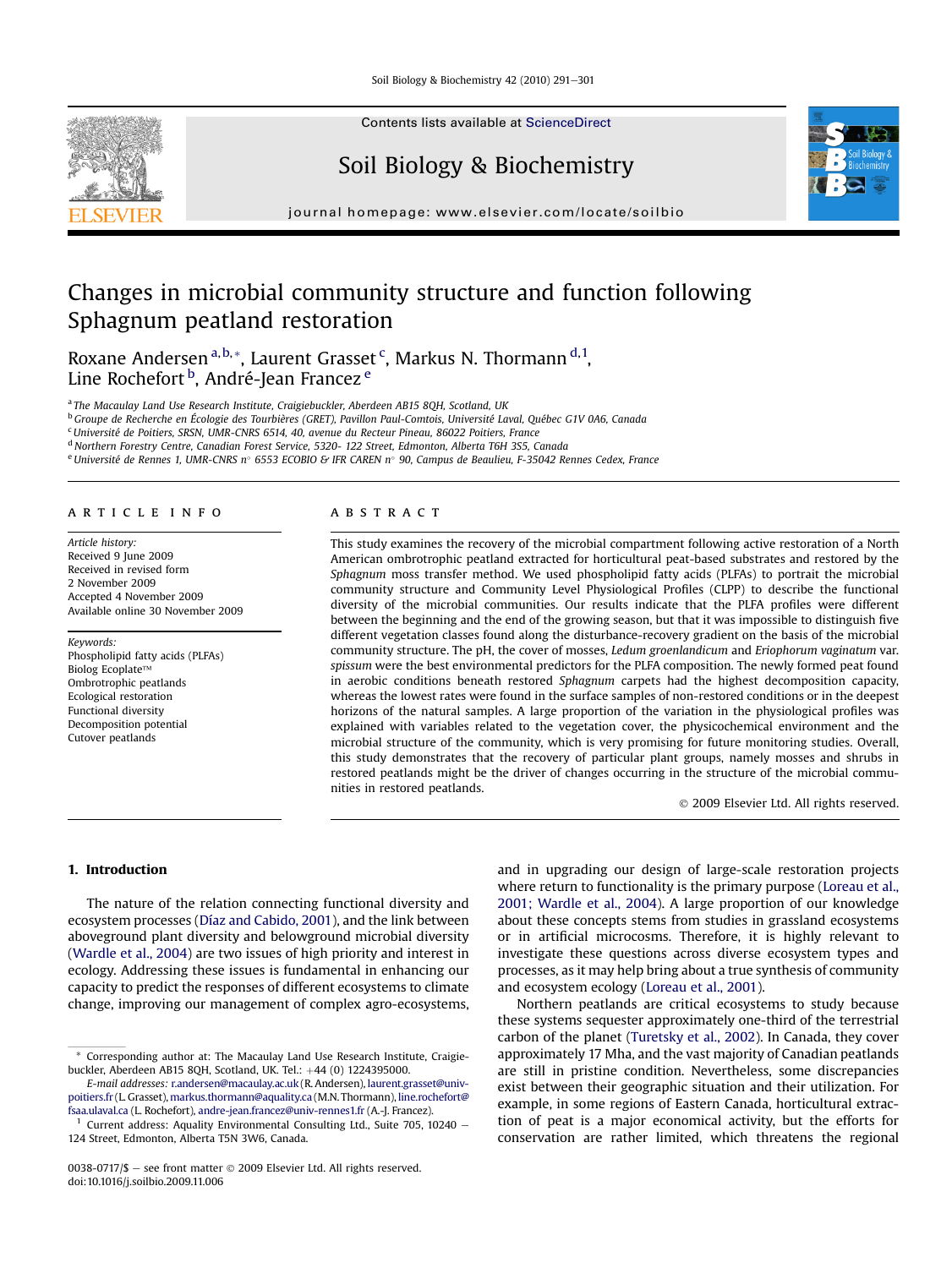# Changes in microbial community structure and function following Sphagnum peatland restoration

Roxane Andersen [a,b,*], Laurent Grasset [c], Markus N. Thormann [d,1], Line Rochefort [b], André-Jean Francez [e]

[a] The Macaulay Land Use Research Institute, Craigiebuckler, Aberdeen AB15 8QH, Scotland, UK
[b] Groupe de Recherche en Écologie des Tourbières (GRET), Pavillon Paul-Comtois, Université Laval, Québec G1V 0A6, Canada
[c] Université de Poitiers, SRSN, UMR-CNRS 6514, 40, avenue du Recteur Pineau, 86022 Poitiers, France
[d] Northern Forestry Centre, Canadian Forest Service, 5320- 122 Street, Edmonton, Alberta T6H 3S5, Canada
[e] Université de Rennes 1, UMR-CNRS n° 6553 ECOBIO & IFR CAREN n° 90, Campus de Beaulieu, F-35042 Rennes Cedex, France

## ARTICLE INFO

*Article history:*
Received 9 June 2009
Received in revised form
2 November 2009
Accepted 4 November 2009
Available online 30 November 2009

*Keywords:*
Phospholipid fatty acids (PLFAs)
Biolog Ecoplate™
Ombrotrophic peatlands
Ecological restoration
Functional diversity
Decomposition potential
Cutover peatlands

## ABSTRACT

This study examines the recovery of the microbial compartment following active restoration of a North American ombrotrophic peatland extracted for horticultural peat-based substrates and restored by the *Sphagnum* moss transfer method. We used phospholipid fatty acids (PLFAs) to portrait the microbial community structure and Community Level Physiological Profiles (CLPP) to describe the functional diversity of the microbial communities. Our results indicate that the PLFA profiles were different between the beginning and the end of the growing season, but that it was impossible to distinguish five different vegetation classes found along the disturbance-recovery gradient on the basis of the microbial community structure. The pH, the cover of mosses, *Ledum groenlandicum* and *Eriophorum vaginatum* var. *spissum* were the best environmental predictors for the PLFA composition. The newly formed peat found in aerobic conditions beneath restored *Sphagnum* carpets had the highest decomposition capacity, whereas the lowest rates were found in the surface samples of non-restored conditions or in the deepest horizons of the natural samples. A large proportion of the variation in the physiological profiles was explained with variables related to the vegetation cover, the physicochemical environment and the microbial structure of the community, which is very promising for future monitoring studies. Overall, this study demonstrates that the recovery of particular plant groups, namely mosses and shrubs in restored peatlands might be the driver of changes occurring in the structure of the microbial communities in restored peatlands.

© 2009 Elsevier Ltd. All rights reserved.

## 1. Introduction

The nature of the relation connecting functional diversity and ecosystem processes (Díaz and Cabido, 2001), and the link between aboveground plant diversity and belowground microbial diversity (Wardle et al., 2004) are two issues of high priority and interest in ecology. Addressing these issues is fundamental in enhancing our capacity to predict the responses of different ecosystems to climate change, improving our management of complex agro-ecosystems, and in upgrading our design of large-scale restoration projects where return to functionality is the primary purpose (Loreau et al., 2001; Wardle et al., 2004). A large proportion of our knowledge about these concepts stems from studies in grassland ecosystems or in artificial microcosms. Therefore, it is highly relevant to investigate these questions across diverse ecosystem types and processes, as it may help bring about a true synthesis of community and ecosystem ecology (Loreau et al., 2001).

Northern peatlands are critical ecosystems to study because these systems sequester approximately one-third of the terrestrial carbon of the planet (Turetsky et al., 2002). In Canada, they cover approximately 17 Mha, and the vast majority of Canadian peatlands are still in pristine condition. Nevertheless, some discrepancies exist between their geographic situation and their utilization. For example, in some regions of Eastern Canada, horticultural extraction of peat is a major economical activity, but the efforts for conservation are rather limited, which threatens the regional

* Corresponding author at: The Macaulay Land Use Research Institute, Craigiebuckler, Aberdeen AB15 8QH, Scotland, UK. Tel.: +44 (0) 1224395000.
*E-mail addresses:* r.andersen@macaulay.ac.uk (R. Andersen), laurent.grasset@univ-poitiers.fr (L. Grasset), markus.thormann@aquality.ca (M.N. Thormann), line.rochefort@fsaa.ulaval.ca (L. Rochefort), andre-jean.francez@univ-rennes1.fr (A.-J. Francez).
[1] Current address: Aquality Environmental Consulting Ltd., Suite 705, 10240 – 124 Street, Edmonton, Alberta T5N 3W6, Canada.

0038-0717/$ – see front matter © 2009 Elsevier Ltd. All rights reserved.
doi:10.1016/j.soilbio.2009.11.006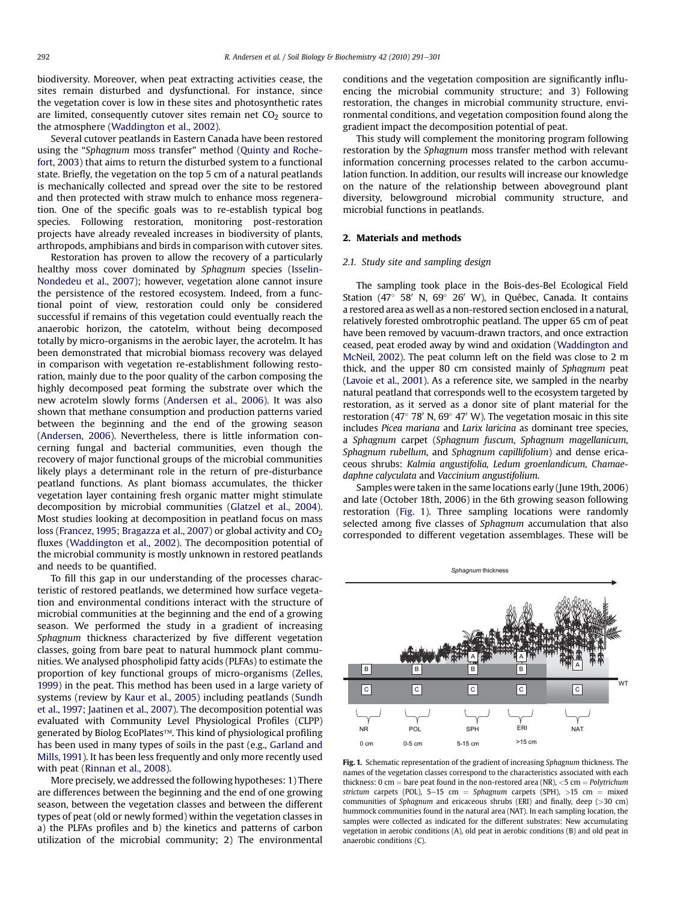biodiversity. Moreover, when peat extracting activities cease, the sites remain disturbed and dysfunctional. For instance, since the vegetation cover is low in these sites and photosynthetic rates are limited, consequently cutover sites remain net $CO_2$ source to the atmosphere (Waddington et al., 2002).

Several cutover peatlands in Eastern Canada have been restored using the "*Sphagnum* moss transfer" method (Quinty and Rochefort, 2003) that aims to return the disturbed system to a functional state. Briefly, the vegetation on the top 5 cm of a natural peatlands is mechanically collected and spread over the site to be restored and then protected with straw mulch to enhance moss regeneration. One of the specific goals was to re-establish typical bog species. Following restoration, monitoring post-restoration projects have already revealed increases in biodiversity of plants, arthropods, amphibians and birds in comparison with cutover sites.

Restoration has proven to allow the recovery of a particularly healthy moss cover dominated by *Sphagnum* species (Isselin-Nondedeu et al., 2007); however, vegetation alone cannot insure the persistence of the restored ecosystem. Indeed, from a functional point of view, restoration could only be considered successful if remains of this vegetation could eventually reach the anaerobic horizon, the catotelm, without being decomposed totally by micro-organisms in the aerobic layer, the acrotelm. It has been demonstrated that microbial biomass recovery was delayed in comparison with vegetation re-establishment following restoration, mainly due to the poor quality of the carbon composing the highly decomposed peat forming the substrate over which the new acrotelm slowly forms (Andersen et al., 2006). It was also shown that methane consumption and production patterns varied between the beginning and the end of the growing season (Andersen, 2006). Nevertheless, there is little information concerning fungal and bacterial communities, even though the recovery of major functional groups of the microbial communities likely plays a determinant role in the return of pre-disturbance peatland functions. As plant biomass accumulates, the thicker vegetation layer containing fresh organic matter might stimulate decomposition by microbial communities (Glatzel et al., 2004). Most studies looking at decomposition in peatland focus on mass loss (Francez, 1995; Bragazza et al., 2007) or global activity and $CO_2$ fluxes (Waddington et al., 2002). The decomposition potential of the microbial community is mostly unknown in restored peatlands and needs to be quantified.

To fill this gap in our understanding of the processes characteristic of restored peatlands, we determined how surface vegetation and environmental conditions interact with the structure of microbial communities at the beginning and the end of a growing season. We performed the study in a gradient of increasing *Sphagnum* thickness characterized by five different vegetation classes, going from bare peat to natural hummock plant communities. We analysed phospholipid fatty acids (PLFAs) to estimate the proportion of key functional groups of micro-organisms (Zelles, 1999) in the peat. This method has been used in a large variety of systems (review by Kaur et al., 2005) including peatlands (Sundh et al., 1997; Jaatinen et al., 2007). The decomposition potential was evaluated with Community Level Physiological Profiles (CLPP) generated by Biolog EcoPlates™. This kind of physiological profiling has been used in many types of soils in the past (e.g., Garland and Mills, 1991). It has been less frequently and only more recently used with peat (Rinnan et al., 2008).

More precisely, we addressed the following hypotheses: 1) There are differences between the beginning and the end of one growing season, between the vegetation classes and between the different types of peat (old or newly formed) within the vegetation classes in a) the PLFAs profiles and b) the kinetics and patterns of carbon utilization of the microbial community; 2) The environmental conditions and the vegetation composition are significantly influencing the microbial community structure; and 3) Following restoration, the changes in microbial community structure, environmental conditions, and vegetation composition found along the gradient impact the decomposition potential of peat.

This study will complement the monitoring program following restoration by the *Sphagnum* moss transfer method with relevant information concerning processes related to the carbon accumulation function. In addition, our results will increase our knowledge on the nature of the relationship between aboveground plant diversity, belowground microbial community structure, and microbial functions in peatlands.

## 2. Materials and methods

### 2.1. Study site and sampling design

The sampling took place in the Bois-des-Bel Ecological Field Station (47° 58′ N, 69° 26′ W), in Québec, Canada. It contains a restored area as well as a non-restored section enclosed in a natural, relatively forested ombrotrophic peatland. The upper 65 cm of peat have been removed by vacuum-drawn tractors, and once extraction ceased, peat eroded away by wind and oxidation (Waddington and McNeil, 2002). The peat column left on the field was close to 2 m thick, and the upper 80 cm consisted mainly of *Sphagnum* peat (Lavoie et al., 2001). As a reference site, we sampled in the nearby natural peatland that corresponds well to the ecosystem targeted by restoration, as it served as a donor site of plant material for the restoration (47° 78′ N, 69° 47′ W). The vegetation mosaic in this site includes *Picea mariana* and *Larix laricina* as dominant tree species, a *Sphagnum* carpet (*Sphagnum fuscum*, *Sphagnum magellanicum*, *Sphagnum rubellum*, and *Sphagnum capillifolium*) and dense ericaceous shrubs: *Kalmia angustifolia, Ledum groenlandicum, Chamaedaphne calyculata* and *Vaccinium angustifolium.*

Samples were taken in the same locations early (June 19th, 2006) and late (October 18th, 2006) in the 6th growing season following restoration (Fig. 1). Three sampling locations were randomly selected among five classes of *Sphagnum* accumulation that also corresponded to different vegetation assemblages. These will be

Fig. 1. Schematic representation of the gradient of increasing *Sphagnum* thickness. The names of the vegetation classes correspond to the characteristics associated with each thickness: 0 cm = bare peat found in the non-restored area (NR), <5 cm = *Polytrichum strictum* carpets (POL), 5–15 cm = *Sphagnum* carpets (SPH), >15 cm = mixed communities of *Sphagnum* and ericaceous shrubs (ERI) and finally, deep (>30 cm) hummock communities found in the natural area (NAT). In each sampling location, the samples were collected as indicated for the different substrates: New accumulating vegetation in aerobic conditions (A), old peat in aerobic conditions (B) and old peat in anaerobic conditions (C).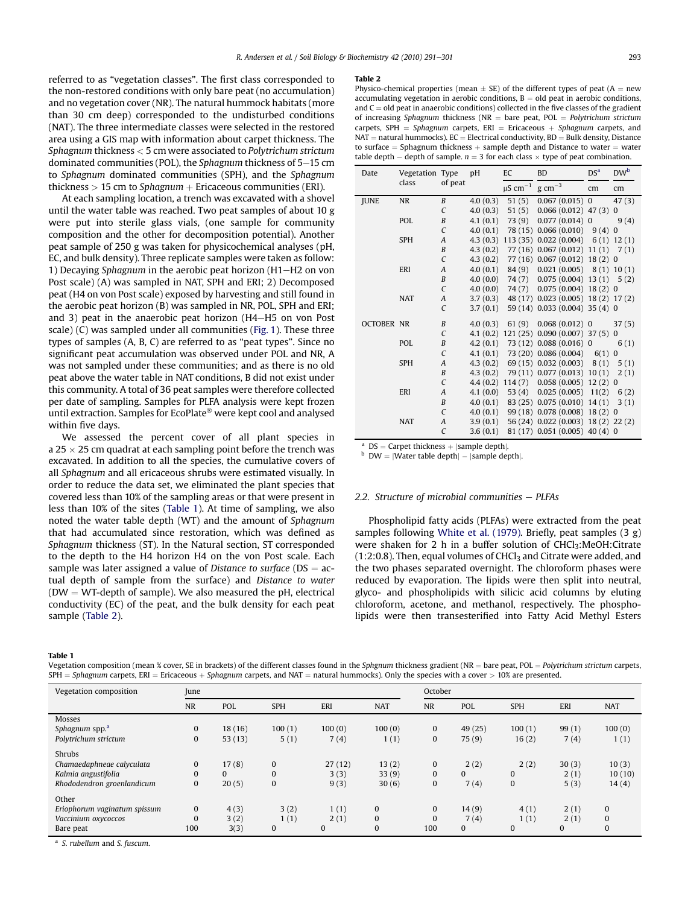referred to as "vegetation classes". The first class corresponded to the non-restored conditions with only bare peat (no accumulation) and no vegetation cover (NR). The natural hummock habitats (more than 30 cm deep) corresponded to the undisturbed conditions (NAT). The three intermediate classes were selected in the restored area using a GIS map with information about carpet thickness. The *Sphagnum* thickness < 5 cm were associated to *Polytrichum strictum* dominated communities (POL), the *Sphagnum* thickness of 5–15 cm to *Sphagnum* dominated communities (SPH), and the *Sphagnum* thickness > 15 cm to *Sphagnum* + Ericaceous communities (ERI).

At each sampling location, a trench was excavated with a shovel until the water table was reached. Two peat samples of about 10 g were put into sterile glass vials, (one sample for community composition and the other for decomposition potential). Another peat sample of 250 g was taken for physicochemical analyses (pH, EC, and bulk density). Three replicate samples were taken as follow: 1) Decaying *Sphagnum* in the aerobic peat horizon (H1–H2 on von Post scale) (A) was sampled in NAT, SPH and ERI; 2) Decomposed peat (H4 on von Post scale) exposed by harvesting and still found in the aerobic peat horizon (B) was sampled in NR, POL, SPH and ERI; and 3) peat in the anaerobic peat horizon (H4–H5 on von Post scale) (C) was sampled under all communities (Fig. 1). These three types of samples (A, B, C) are referred to as "peat types". Since no significant peat accumulation was observed under POL and NR, A was not sampled under these communities; and as there is no old peat above the water table in NAT conditions, B did not exist under this community. A total of 36 peat samples were therefore collected per date of sampling. Samples for PLFA analysis were kept frozen until extraction. Samples for EcoPlate® were kept cool and analysed within five days.

We assessed the percent cover of all plant species in a 25 × 25 cm quadrat at each sampling point before the trench was excavated. In addition to all the species, the cumulative covers of all *Sphagnum* and all ericaceous shrubs were estimated visually. In order to reduce the data set, we eliminated the plant species that covered less than 10% of the sampling areas or that were present in less than 10% of the sites (Table 1). At time of sampling, we also noted the water table depth (WT) and the amount of *Sphagnum* that had accumulated since restoration, which was defined as *Sphagnum* thickness (ST). In the Natural section, ST corresponded to the depth to the H4 horizon H4 on the von Post scale. Each sample was later assigned a value of *Distance to surface* (DS = actual depth of sample from the surface) and *Distance to water* (DW = WT-depth of sample). We also measured the pH, electrical conductivity (EC) of the peat, and the bulk density for each peat sample (Table 2).

**Table 2**
Physico-chemical properties (mean ± SE) of the different types of peat (A = new accumulating vegetation in aerobic conditions, B = old peat in aerobic conditions, and C = old peat in anaerobic conditions) collected in the five classes of the gradient of increasing *Sphagnum* thickness (NR = bare peat, POL = *Polytrichum strictum* carpets, SPH = *Sphagnum* carpets, ERI = Ericaceous + *Sphagnum* carpets, and NAT = natural hummocks). EC = Electrical conductivity, BD = Bulk density, Distance to surface = Sphagnum thickness + sample depth and Distance to water = water table depth − depth of sample. $n = 3$ for each class × type of peat combination.

| Date | Vegetation class | Type of peat | pH | EC | BD | DS[a] | DW[b] |
|---|---|---|---|---|---|---|---|
| | | | | $\mu S\ cm^{-1}$ | $g\ cm^{-3}$ | cm | cm |
| JUNE | NR | *B* | 4.0 (0.3) | 51 (5) | 0.067 (0.015) | 0 | 47 (3) |
| | | *C* | 4.0 (0.3) | 51 (5) | 0.066 (0.012) | 47 (3) | 0 |
| | POL | *B* | 4.1 (0.1) | 73 (9) | 0.077 (0.014) | 0 | 9 (4) |
| | | *C* | 4.0 (0.1) | 78 (15) | 0.066 (0.010) | 9 (4) | 0 |
| | SPH | *A* | 4.3 (0.3) | 113 (35) | 0.022 (0.004) | 6 (1) | 12 (1) |
| | | *B* | 4.3 (0.2) | 77 (16) | 0.067 (0.012) | 11 (1) | 7 (1) |
| | | *C* | 4.3 (0.2) | 77 (16) | 0.067 (0.012) | 18 (2) | 0 |
| | ERI | *A* | 4.0 (0.1) | 84 (9) | 0.021 (0.005) | 8 (1) | 10 (1) |
| | | *B* | 4.0 (0.0) | 74 (7) | 0.075 (0.004) | 13 (1) | 5 (2) |
| | | *C* | 4.0 (0.0) | 74 (7) | 0.075 (0.004) | 18 (2) | 0 |
| | NAT | *A* | 3.7 (0.3) | 48 (17) | 0.023 (0.005) | 18 (2) | 17 (2) |
| | | *C* | 3.7 (0.1) | 59 (14) | 0.033 (0.004) | 35 (4) | 0 |
| OCTOBER | NR | *B* | 4.0 (0.3) | 61 (9) | 0.068 (0.012) | 0 | 37 (5) |
| | | *C* | 4.1 (0.2) | 121 (25) | 0.090 (0.007) | 37 (5) | 0 |
| | POL | *B* | 4.2 (0.1) | 73 (12) | 0.088 (0.016) | 0 | 6 (1) |
| | | *C* | 4.1 (0.1) | 73 (20) | 0.086 (0.004) | 6(1) | 0 |
| | SPH | *A* | 4.3 (0.2) | 69 (15) | 0.032 (0.003) | 8 (1) | 5 (1) |
| | | *B* | 4.3 (0.2) | 79 (11) | 0.077 (0.013) | 10 (1) | 2 (1) |
| | | *C* | 4.4 (0.2) | 114 (7) | 0.058 (0.005) | 12 (2) | 0 |
| | ERI | *A* | 4.1 (0.0) | 53 (4) | 0.025 (0.005) | 11(2) | 6 (2) |
| | | *B* | 4.0 (0.1) | 83 (25) | 0.075 (0.010) | 14 (1) | 3 (1) |
| | | *C* | 4.0 (0.1) | 99 (18) | 0.078 (0.008) | 18 (2) | 0 |
| | NAT | *A* | 3.9 (0.1) | 56 (24) | 0.022 (0.003) | 18 (2) | 22 (2) |
| | | *C* | 3.6 (0.1) | 81 (17) | 0.051 (0.005) | 40 (4) | 0 |

[a] DS = Carpet thickness + |sample depth|.
[b] DW = |Water table depth| − |sample depth|.

## 2.2. Structure of microbial communities – PLFAs

Phospholipid fatty acids (PLFAs) were extracted from the peat samples following White et al. (1979). Briefly, peat samples (3 g) were shaken for 2 h in a buffer solution of $CHCl_3$:MeOH:Citrate (1:2:0.8). Then, equal volumes of $CHCl_3$ and Citrate were added, and the two phases separated overnight. The chloroform phases were reduced by evaporation. The lipids were then split into neutral, glyco- and phospholipids with silicic acid columns by eluting chloroform, acetone, and methanol, respectively. The phospholipids were then transesterified into Fatty Acid Methyl Esters

**Table 1**
Vegetation composition (mean % cover, SE in brackets) of the different classes found in the *Sphgnum* thickness gradient (NR = bare peat, POL = *Polytrichum strictum* carpets, SPH = *Sphagnum* carpets, ERI = Ericaceous + *Sphagnum* carpets, and NAT = natural hummocks). Only the species with a cover > 10% are presented.

| Vegetation composition | June | | | | | October | | | | |
|---|---|---|---|---|---|---|---|---|---|---|
| | NR | POL | SPH | ERI | NAT | NR | POL | SPH | ERI | NAT |
| Mosses | | | | | | | | | | |
| *Sphagnum* spp.[a] | 0 | 18 (16) | 100 (1) | 100 (0) | 100 (0) | 0 | 49 (25) | 100 (1) | 99 (1) | 100 (0) |
| *Polytrichum strictum* | 0 | 53 (13) | 5 (1) | 7 (4) | 1 (1) | 0 | 75 (9) | 16 (2) | 7 (4) | 1 (1) |
| Shrubs | | | | | | | | | | |
| *Chamaedaphneae calyculata* | 0 | 17 (8) | 0 | 27 (12) | 13 (2) | 0 | 2 (2) | 2 (2) | 30 (3) | 10 (3) |
| *Kalmia angustifolia* | 0 | 0 | 0 | 3 (3) | 33 (9) | 0 | 0 | 0 | 2 (1) | 10 (10) |
| *Rhododendron groenlandicum* | 0 | 20 (5) | 0 | 9 (3) | 30 (6) | 0 | 7 (4) | 0 | 5 (3) | 14 (4) |
| Other | | | | | | | | | | |
| *Eriophorum vaginatum spissum* | 0 | 4 (3) | 3 (2) | 1 (1) | 0 | 0 | 14 (9) | 4 (1) | 2 (1) | 0 |
| *Vaccinium oxycoccos* | 0 | 3 (2) | 1 (1) | 2 (1) | 0 | 0 | 7 (4) | 1 (1) | 2 (1) | 0 |
| Bare peat | 100 | 3(3) | 0 | 0 | 0 | 100 | 0 | 0 | 0 | 0 |

[a] *S. rubellum* and *S. fuscum*.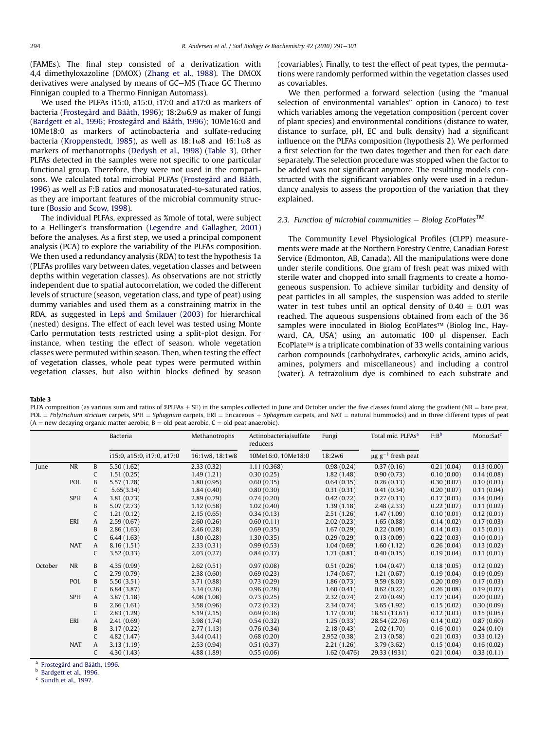(FAMEs). The final step consisted of a derivatization with 4,4 dimethyloxazoline (DMOX) (Zhang et al., 1988). The DMOX derivatives were analysed by means of GC–MS (Trace GC Thermo Finnigan coupled to a Thermo Finnigan Automass).

We used the PLFAs i15:0, a15:0, i17:0 and a17:0 as markers of bacteria (Frostegård and Bååth, 1996); 18:2ω6,9 as maker of fungi (Bardgett et al., 1996; Frostegård and Bååth, 1996); 10Me16:0 and 10Me18:0 as markers of actinobacteria and sulfate-reducing bacteria (Kroppenstedt, 1985), as well as 18:1ω8 and 16:1ω8 as markers of methanotrophs (Dedysh et al., 1998) (Table 3). Other PLFAs detected in the samples were not specific to one particular functional group. Therefore, they were not used in the comparisons. We calculated total microbial PLFAs (Frostegård and Bååth, 1996) as well as F:B ratios and monosaturated-to-saturated ratios, as they are important features of the microbial community structure (Bossio and Scow, 1998).

The individual PLFAs, expressed as %mole of total, were subject to a Hellinger's transformation (Legendre and Gallagher, 2001) before the analyses. As a first step, we used a principal component analysis (PCA) to explore the variability of the PLFAs composition. We then used a redundancy analysis (RDA) to test the hypothesis 1a (PLFAs profiles vary between dates, vegetation classes and between depths within vegetation classes). As observations are not strictly independent due to spatial autocorrelation, we coded the different levels of structure (season, vegetation class, and type of peat) using dummy variables and used them as a constraining matrix in the RDA, as suggested in Lepš and Šmilauer (2003) for hierarchical (nested) designs. The effect of each level was tested using Monte Carlo permutation tests restricted using a split-plot design. For instance, when testing the effect of season, whole vegetation classes were permuted within season. Then, when testing the effect of vegetation classes, whole peat types were permuted within vegetation classes, but also within blocks defined by season (covariables). Finally, to test the effect of peat types, the permutations were randomly performed within the vegetation classes used as covariables.

We then performed a forward selection (using the "manual selection of environmental variables" option in Canoco) to test which variables among the vegetation composition (percent cover of plant species) and environmental conditions (distance to water, distance to surface, pH, EC and bulk density) had a significant influence on the PLFAs composition (hypothesis 2). We performed a first selection for the two dates together and then for each date separately. The selection procedure was stopped when the factor to be added was not significant anymore. The resulting models constructed with the significant variables only were used in a redundancy analysis to assess the proportion of the variation that they explained.

### 2.3. Function of microbial communities – Biolog EcoPlates™

The Community Level Physiological Profiles (CLPP) measurements were made at the Northern Forestry Centre, Canadian Forest Service (Edmonton, AB, Canada). All the manipulations were done under sterile conditions. One gram of fresh peat was mixed with sterile water and chopped into small fragments to create a homogeneous suspension. To achieve similar turbidity and density of peat particles in all samples, the suspension was added to sterile water in test tubes until an optical density of 0.40 ± 0.01 was reached. The aqueous suspensions obtained from each of the 36 samples were inoculated in Biolog EcoPlates™ (Biolog Inc., Hayward, CA, USA) using an automatic 100 μl dispenser. Each EcoPlate™ is a triplicate combination of 33 wells containing various carbon compounds (carbohydrates, carboxylic acids, amino acids, amines, polymers and miscellaneous) and including a control (water). A tetrazolium dye is combined to each substrate and

**Table 3**
PLFA composition (as various sum and ratios of %PLFAs ± SE) in the samples collected in June and October under the five classes found along the gradient (NR = bare peat, POL = *Polytrichum strictum* carpets, SPH = *Sphagnum* carpets, ERI = Ericaceous + *Sphagnum* carpets, and NAT = natural hummocks) and in three different types of peat (A = new decaying organic matter aerobic, B = old peat aerobic, C = old peat anaerobic).

| | | | Bacteria | Methanotrophs | Actinobacteria/sulfate reducers | Fungi | Total mic. PLFAs[a] | F:B[b] | Mono:Sat[c] |
|---|---|---|---|---|---|---|---|---|---|
| | | | i15:0, a15:0, i17:0, a17:0 | 16:1w8, 18:1w8 | 10Me16:0, 10Me18:0 | 18:2w6 | μg g$^{-1}$ fresh peat | | |
| June | NR | B | 5.50 (1.62) | 2.33 (0.32) | 1.11 (0.368) | 0.98 (0.24) | 0.37 (0.16) | 0.21 (0.04) | 0.13 (0.00) |
| | | C | 1.51 (0.25) | 1.49 (1.21) | 0.30 (0.25) | 1.82 (1.48) | 0.90 (0.73) | 0.10 (0.00) | 0.14 (0.08) |
| | POL | B | 5.57 (1.28) | 1.80 (0.95) | 0.60 (0.35) | 0.64 (0.35) | 0.26 (0.13) | 0.30 (0.07) | 0.10 (0.03) |
| | | C | 5.65(3.34) | 1.84 (0.40) | 0.80 (0.30) | 0.31 (0.31) | 0.41 (0.34) | 0.20 (0.07) | 0.11 (0.04) |
| | SPH | A | 3.81 (0.73) | 2.89 (0.79) | 0.74 (0.20) | 0.42 (0.22) | 0.27 (0.13) | 0.17 (0.03) | 0.14 (0.04) |
| | | B | 5.07 (2.73) | 1.12 (0.58) | 1.02 (0.40) | 1.39 (1.18) | 2.48 (2.33) | 0.22 (0.07) | 0.11 (0.02) |
| | | C | 1.21 (0.12) | 2.15 (0.65) | 0.34 (0.13) | 2.51 (1.26) | 1.47 (1.09) | 0.10 (0.01) | 0.12 (0.01) |
| | ERI | A | 2.59 (0.67) | 2.60 (0.26) | 0.60 (0.11) | 2.02 (0.23) | 1.65 (0.88) | 0.14 (0.02) | 0.17 (0.03) |
| | | B | 2.86 (1.63) | 2.46 (0.28) | 0.69 (0.35) | 1.67 (0.29) | 0.22 (0.09) | 0.14 (0.03) | 0.15 (0.01) |
| | | C | 6.44 (1.63) | 1.80 (0.28) | 1.30 (0.35) | 0.29 (0.29) | 0.13 (0.09) | 0.22 (0.03) | 0.10 (0.01) |
| | NAT | A | 8.16 (1.51) | 2.33 (0.31) | 0.99 (0.53) | 1.04 (0.69) | 1.60 (1.12) | 0.26 (0.04) | 0.13 (0.02) |
| | | C | 3.52 (0.33) | 2.03 (0.27) | 0.84 (0.37) | 1.71 (0.81) | 0.40 (0.15) | 0.19 (0.04) | 0.11 (0.01) |
| October | NR | B | 4.35 (0.99) | 2.62 (0.51) | 0.97 (0.08) | 0.51 (0.26) | 1.04 (0.47) | 0.18 (0.05) | 0.12 (0.02) |
| | | C | 2.79 (0.79) | 2.38 (0.60) | 0.69 (0.23) | 1.74 (0.67) | 1.21 (0.67) | 0.19 (0.04) | 0.19 (0.09) |
| | POL | B | 5.50 (3.51) | 3.71 (0.88) | 0.73 (0.29) | 1.86 (0.73) | 9.59 (8.03) | 0.20 (0.09) | 0.17 (0.03) |
| | | C | 6.84 (3.87) | 3.34 (0.26) | 0.96 (0.28) | 1.60 (0.41) | 0.62 (0.22) | 0.26 (0.08) | 0.19 (0.07) |
| | SPH | A | 3.87 (1.18) | 4.08 (1.08) | 0.73 (0.25) | 2.32 (0.74) | 2.70 (0.49) | 0.17 (0.04) | 0.20 (0.02) |
| | | B | 2.66 (1.61) | 3.58 (0.96) | 0.72 (0.32) | 2.34 (0.74) | 3.65 (1.92) | 0.15 (0.02) | 0.30 (0.09) |
| | | C | 2.83 (1.29) | 5.19 (2.15) | 0.69 (0.36) | 1.17 (0.70) | 18.53 (13.61) | 0.12 (0.03) | 0.15 (0.05) |
| | ERI | A | 2.41 (0.69) | 3.98 (1.74) | 0.54 (0.32) | 1.25 (0.33) | 28.54 (22.76) | 0.14 (0.02) | 0.87 (0.60) |
| | | B | 3.17 (0.22) | 2.77 (1.13) | 0.76 (0.34) | 2.18 (0.43) | 2.02 (1.70) | 0.16 (0.01) | 0.24 (0.10) |
| | | C | 4.82 (1.47) | 3.44 (0.41) | 0.68 (0.20) | 2.952 (0.38) | 2.13 (0.58) | 0.21 (0.03) | 0.33 (0.12) |
| | NAT | A | 3.13 (1.19) | 2.53 (0.94) | 0.51 (0.37) | 2.21 (1.26) | 3.79 (3.62) | 0.15 (0.04) | 0.16 (0.02) |
| | | C | 4.30 (1.43) | 4.88 (1.89) | 0.55 (0.06) | 1.62 (0.476) | 29.33 (1931) | 0.21 (0.04) | 0.33 (0.11) |

[a] Frostegård and Bååth, 1996.
[b] Bardgett et al., 1996.
[c] Sundh et al., 1997.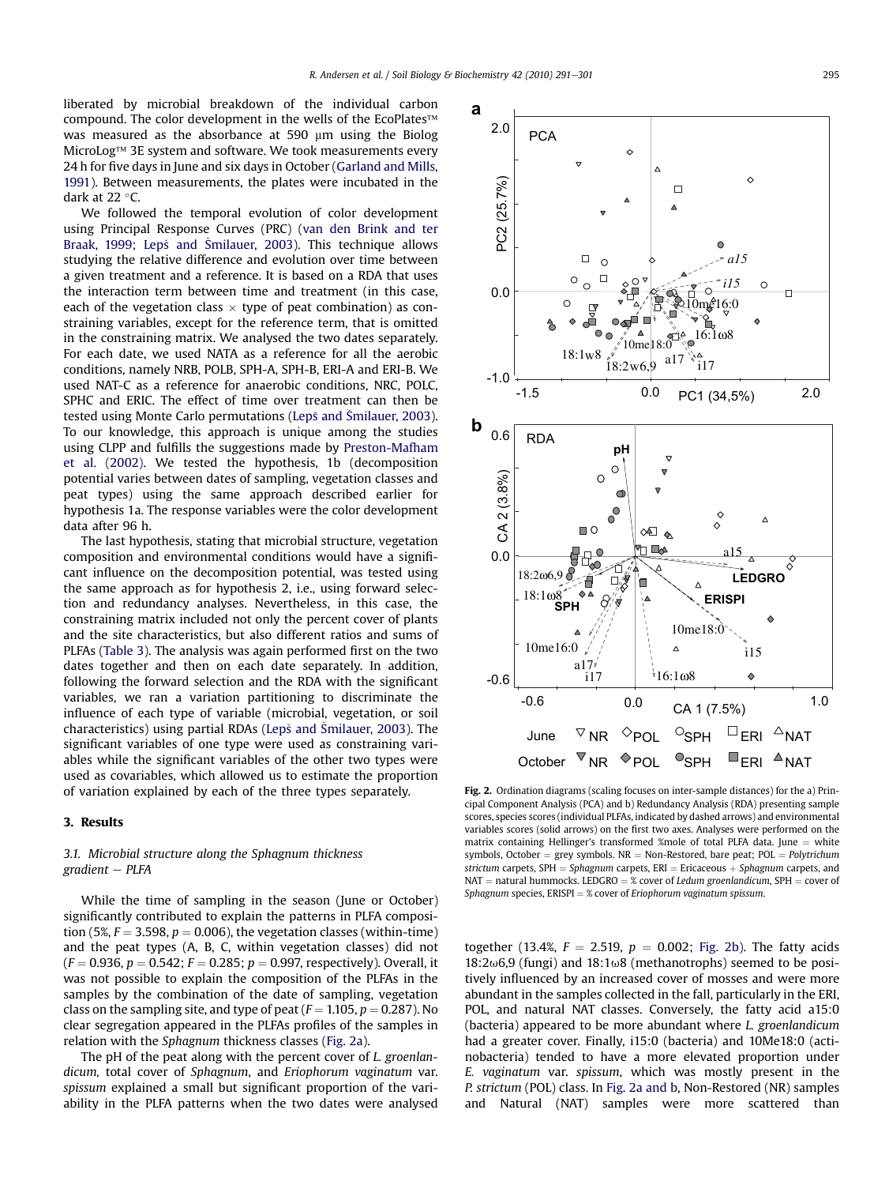liberated by microbial breakdown of the individual carbon compound. The color development in the wells of the EcoPlates™ was measured as the absorbance at 590 μm using the Biolog MicroLog™ 3E system and software. We took measurements every 24 h for five days in June and six days in October (Garland and Mills, 1991). Between measurements, the plates were incubated in the dark at 22 °C.

We followed the temporal evolution of color development using Principal Response Curves (PRC) (van den Brink and ter Braak, 1999; Lepš and Šmilauer, 2003). This technique allows studying the relative difference and evolution over time between a given treatment and a reference. It is based on a RDA that uses the interaction term between time and treatment (in this case, each of the vegetation class × type of peat combination) as constraining variables, except for the reference term, that is omitted in the constraining matrix. We analysed the two dates separately. For each date, we used NATA as a reference for all the aerobic conditions, namely NRB, POLB, SPH-A, SPH-B, ERI-A and ERI-B. We used NAT-C as a reference for anaerobic conditions, NRC, POLC, SPHC and ERIC. The effect of time over treatment can then be tested using Monte Carlo permutations (Lepš and Šmilauer, 2003). To our knowledge, this approach is unique among the studies using CLPP and fulfills the suggestions made by Preston-Mafham et al. (2002). We tested the hypothesis, 1b (decomposition potential varies between dates of sampling, vegetation classes and peat types) using the same approach described earlier for hypothesis 1a. The response variables were the color development data after 96 h.

The last hypothesis, stating that microbial structure, vegetation composition and environmental conditions would have a significant influence on the decomposition potential, was tested using the same approach as for hypothesis 2, i.e., using forward selection and redundancy analyses. Nevertheless, in this case, the constraining matrix included not only the percent cover of plants and the site characteristics, but also different ratios and sums of PLFAs (Table 3). The analysis was again performed first on the two dates together and then on each date separately. In addition, following the forward selection and the RDA with the significant variables, we ran a variation partitioning to discriminate the influence of each type of variable (microbial, vegetation, or soil characteristics) using partial RDAs (Lepš and Šmilauer, 2003). The significant variables of one type were used as constraining variables while the significant variables of the other two types were used as covariables, which allowed us to estimate the proportion of variation explained by each of the three types separately.

## 3. Results

### 3.1. Microbial structure along the Sphagnum thickness gradient − PLFA

While the time of sampling in the season (June or October) significantly contributed to explain the patterns in PLFA composition (5%, $F = 3.598$, $p = 0.006$), the vegetation classes (within-time) and the peat types (A, B, C, within vegetation classes) did not ($F = 0.936$, $p = 0.542$; $F = 0.285$; $p = 0.997$, respectively). Overall, it was not possible to explain the composition of the PLFAs in the samples by the combination of the date of sampling, vegetation class on the sampling site, and type of peat ($F = 1.105$, $p = 0.287$). No clear segregation appeared in the PLFAs profiles of the samples in relation with the *Sphagnum* thickness classes (Fig. 2a).

The pH of the peat along with the percent cover of *L. groenlandicum*, total cover of *Sphagnum*, and *Eriophorum vaginatum* var. *spissum* explained a small but significant proportion of the variability in the PLFA patterns when the two dates were analysed together (13.4%, $F = 2.519$, $p = 0.002$; Fig. 2b). The fatty acids 18:2ω6,9 (fungi) and 18:1ω8 (methanotrophs) seemed to be positively influenced by an increased cover of mosses and were more abundant in the samples collected in the fall, particularly in the ERI, POL, and natural NAT classes. Conversely, the fatty acid a15:0 (bacteria) appeared to be more abundant where *L. groenlandicum* had a greater cover. Finally, i15:0 (bacteria) and 10Me18:0 (actinobacteria) tended to have a more elevated proportion under *E. vaginatum* var. *spissum*, which was mostly present in the *P. strictum* (POL) class. In Fig. 2a and b, Non-Restored (NR) samples and Natural (NAT) samples were more scattered than

**Fig. 2.** Ordination diagrams (scaling focuses on inter-sample distances) for the a) Principal Component Analysis (PCA) and b) Redundancy Analysis (RDA) presenting sample scores, species scores (individual PLFAs, indicated by dashed arrows) and environmental variables scores (solid arrows) on the first two axes. Analyses were performed on the matrix containing Hellinger's transformed %mole of total PLFA data. June = white symbols, October = grey symbols. NR = Non-Restored, bare peat; POL = *Polytrichum strictum* carpets, SPH = *Sphagnum* carpets, ERI = Ericaceous + *Sphagnum* carpets, and NAT = natural hummocks. LEDGRO = % cover of *Ledum groenlandicum*, SPH = cover of *Sphagnum* species, ERISPI = % cover of *Eriophorum vaginatum spissum*.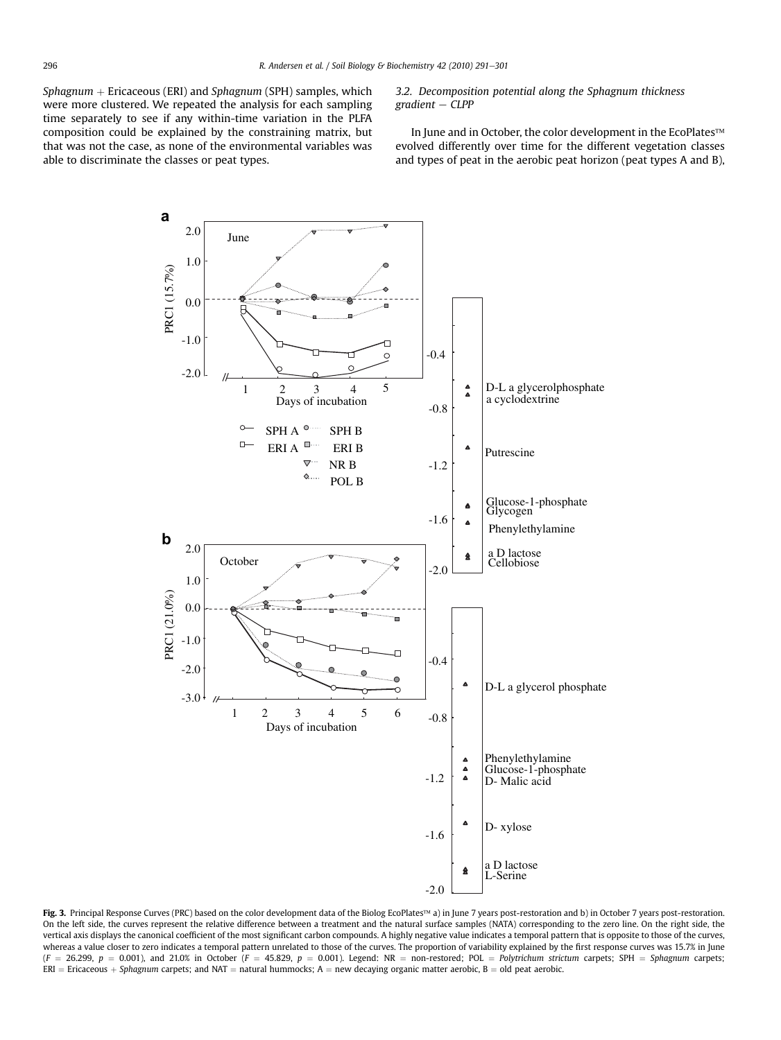*Sphagnum* + Ericaceous (ERI) and *Sphagnum* (SPH) samples, which were more clustered. We repeated the analysis for each sampling time separately to see if any within-time variation in the PLFA composition could be explained by the constraining matrix, but that was not the case, as none of the environmental variables was able to discriminate the classes or peat types.

### 3.2. Decomposition potential along the Sphagnum thickness gradient − CLPP

In June and in October, the color development in the EcoPlates™ evolved differently over time for the different vegetation classes and types of peat in the aerobic peat horizon (peat types A and B),

**Fig. 3.** Principal Response Curves (PRC) based on the color development data of the Biolog EcoPlates™ a) in June 7 years post-restoration and b) in October 7 years post-restoration. On the left side, the curves represent the relative difference between a treatment and the natural surface samples (NATA) corresponding to the zero line. On the right side, the vertical axis displays the canonical coefficient of the most significant carbon compounds. A highly negative value indicates a temporal pattern that is opposite to those of the curves, whereas a value closer to zero indicates a temporal pattern unrelated to those of the curves. The proportion of variability explained by the first response curves was 15.7% in June ($F$ = 26.299, $p$ = 0.001), and 21.0% in October ($F$ = 45.829, $p$ = 0.001). Legend: NR = non-restored; POL = *Polytrichum strictum* carpets; SPH = *Sphagnum* carpets; ERI = Ericaceous + *Sphagnum* carpets; and NAT = natural hummocks; A = new decaying organic matter aerobic, B = old peat aerobic.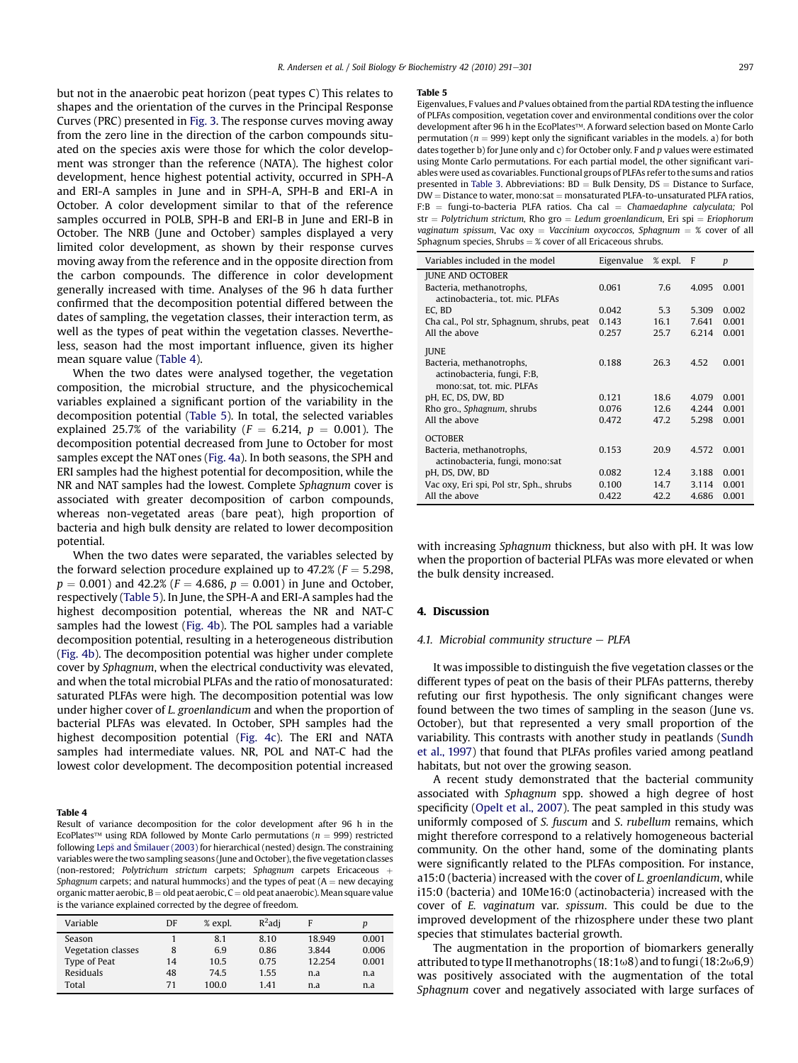but not in the anaerobic peat horizon (peat types C) This relates to shapes and the orientation of the curves in the Principal Response Curves (PRC) presented in Fig. 3. The response curves moving away from the zero line in the direction of the carbon compounds situated on the species axis were those for which the color development was stronger than the reference (NATA). The highest color development, hence highest potential activity, occurred in SPH-A and ERI-A samples in June and in SPH-A, SPH-B and ERI-A in October. A color development similar to that of the reference samples occurred in POLB, SPH-B and ERI-B in June and ERI-B in October. The NRB (June and October) samples displayed a very limited color development, as shown by their response curves moving away from the reference and in the opposite direction from the carbon compounds. The difference in color development generally increased with time. Analyses of the 96 h data further confirmed that the decomposition potential differed between the dates of sampling, the vegetation classes, their interaction term, as well as the types of peat within the vegetation classes. Nevertheless, season had the most important influence, given its higher mean square value (Table 4).

When the two dates were analysed together, the vegetation composition, the microbial structure, and the physicochemical variables explained a significant portion of the variability in the decomposition potential (Table 5). In total, the selected variables explained 25.7% of the variability ($F = 6.214$, $p = 0.001$). The decomposition potential decreased from June to October for most samples except the NAT ones (Fig. 4a). In both seasons, the SPH and ERI samples had the highest potential for decomposition, while the NR and NAT samples had the lowest. Complete *Sphagnum* cover is associated with greater decomposition of carbon compounds, whereas non-vegetated areas (bare peat), high proportion of bacteria and high bulk density are related to lower decomposition potential.

When the two dates were separated, the variables selected by the forward selection procedure explained up to 47.2% ($F = 5.298$, $p = 0.001$) and 42.2% ($F = 4.686$, $p = 0.001$) in June and October, respectively (Table 5). In June, the SPH-A and ERI-A samples had the highest decomposition potential, whereas the NR and NAT-C samples had the lowest (Fig. 4b). The POL samples had a variable decomposition potential, resulting in a heterogeneous distribution (Fig. 4b). The decomposition potential was higher under complete cover by *Sphagnum*, when the electrical conductivity was elevated, and when the total microbial PLFAs and the ratio of monosaturated: saturated PLFAs were high. The decomposition potential was low under higher cover of *L. groenlandicum* and when the proportion of bacterial PLFAs was elevated. In October, SPH samples had the highest decomposition potential (Fig. 4c). The ERI and NATA samples had intermediate values. NR, POL and NAT-C had the lowest color development. The decomposition potential increased with increasing *Sphagnum* thickness, but also with pH. It was low when the proportion of bacterial PLFAs was more elevated or when the bulk density increased.

**Table 4**
Result of variance decomposition for the color development after 96 h in the EcoPlates™ using RDA followed by Monte Carlo permutations ($n = 999$) restricted following Lepš and Smilauer (2003) for hierarchical (nested) design. The constraining variables were the two sampling seasons (June and October), the five vegetation classes (non-restored; *Polytrichum strictum* carpets; *Sphagnum* carpets Ericaceous + *Sphagnum* carpets; and natural hummocks) and the types of peat (A = new decaying organic matter aerobic, B = old peat aerobic, C = old peat anaerobic). Mean square value is the variance explained corrected by the degree of freedom.

| Variable | DF | % expl. | $R^2$adj | F | p |
|---|---|---|---|---|---|
| Season | 1 | 8.1 | 8.10 | 18.949 | 0.001 |
| Vegetation classes | 8 | 6.9 | 0.86 | 3.844 | 0.006 |
| Type of Peat | 14 | 10.5 | 0.75 | 12.254 | 0.001 |
| Residuals | 48 | 74.5 | 1.55 | n.a | n.a |
| Total | 71 | 100.0 | 1.41 | n.a | n.a |

**Table 5**
Eigenvalues, F values and P values obtained from the partial RDA testing the influence of PLFAs composition, vegetation cover and environmental conditions over the color development after 96 h in the EcoPlates™. A forward selection based on Monte Carlo permutation ($n = 999$) kept only the significant variables in the models. a) for both dates together b) for June only and c) for October only. F and p values were estimated using Monte Carlo permutations. For each partial model, the other significant variables were used as covariables. Functional groups of PLFAs refer to the sums and ratios presented in Table 3. Abbreviations: BD = Bulk Density, DS = Distance to Surface, DW = Distance to water, mono:sat = monsaturated PLFA-to-unsaturated PLFA ratios, F:B = fungi-to-bacteria PLFA ratios. Cha cal = *Chamaedaphne calyculata;* Pol str = *Polytrichum strictum*, Rho gro = *Ledum groenlandicum*, Eri spi = *Eriophorum vaginatum spissum*, Vac oxy = *Vaccinium oxycoccos*, *Sphagnum* = % cover of all Sphagnum species, Shrubs = % cover of all Ericaceous shrubs.

| Variables included in the model | Eigenvalue | % expl. | F | p |
|---|---|---|---|---|
| JUNE AND OCTOBER | | | | |
| Bacteria, methanotrophs, actinobacteria., tot. mic. PLFAs | 0.061 | 7.6 | 4.095 | 0.001 |
| EC, BD | 0.042 | 5.3 | 5.309 | 0.002 |
| Cha cal., Pol str, Sphagnum, shrubs, peat | 0.143 | 16.1 | 7.641 | 0.001 |
| All the above | 0.257 | 25.7 | 6.214 | 0.001 |
| JUNE | | | | |
| Bacteria, methanotrophs, actinobacteria, fungi, F:B, mono:sat, tot. mic. PLFAs | 0.188 | 26.3 | 4.52 | 0.001 |
| pH, EC, DS, DW, BD | 0.121 | 18.6 | 4.079 | 0.001 |
| Rho gro., *Sphagnum*, shrubs | 0.076 | 12.6 | 4.244 | 0.001 |
| All the above | 0.472 | 47.2 | 5.298 | 0.001 |
| OCTOBER | | | | |
| Bacteria, methanotrophs, actinobacteria, fungi, mono:sat | 0.153 | 20.9 | 4.572 | 0.001 |
| pH, DS, DW, BD | 0.082 | 12.4 | 3.188 | 0.001 |
| Vac oxy, Eri spi, Pol str, Sph., shrubs | 0.100 | 14.7 | 3.114 | 0.001 |
| All the above | 0.422 | 42.2 | 4.686 | 0.001 |

## 4. Discussion

### 4.1. Microbial community structure − PLFA

It was impossible to distinguish the five vegetation classes or the different types of peat on the basis of their PLFAs patterns, thereby refuting our first hypothesis. The only significant changes were found between the two times of sampling in the season (June vs. October), but that represented a very small proportion of the variability. This contrasts with another study in peatlands (Sundh et al., 1997) that found that PLFAs profiles varied among peatland habitats, but not over the growing season.

A recent study demonstrated that the bacterial community associated with *Sphagnum* spp. showed a high degree of host specificity (Opelt et al., 2007). The peat sampled in this study was uniformly composed of *S. fuscum* and *S. rubellum* remains, which might therefore correspond to a relatively homogeneous bacterial community. On the other hand, some of the dominating plants were significantly related to the PLFAs composition. For instance, a15:0 (bacteria) increased with the cover of *L. groenlandicum*, while i15:0 (bacteria) and 10Me16:0 (actinobacteria) increased with the cover of *E. vaginatum* var. *spissum*. This could be due to the improved development of the rhizosphere under these two plant species that stimulates bacterial growth.

The augmentation in the proportion of biomarkers generally attributed to type II methanotrophs (18:1ω8) and to fungi (18:2ω6,9) was positively associated with the augmentation of the total *Sphagnum* cover and negatively associated with large surfaces of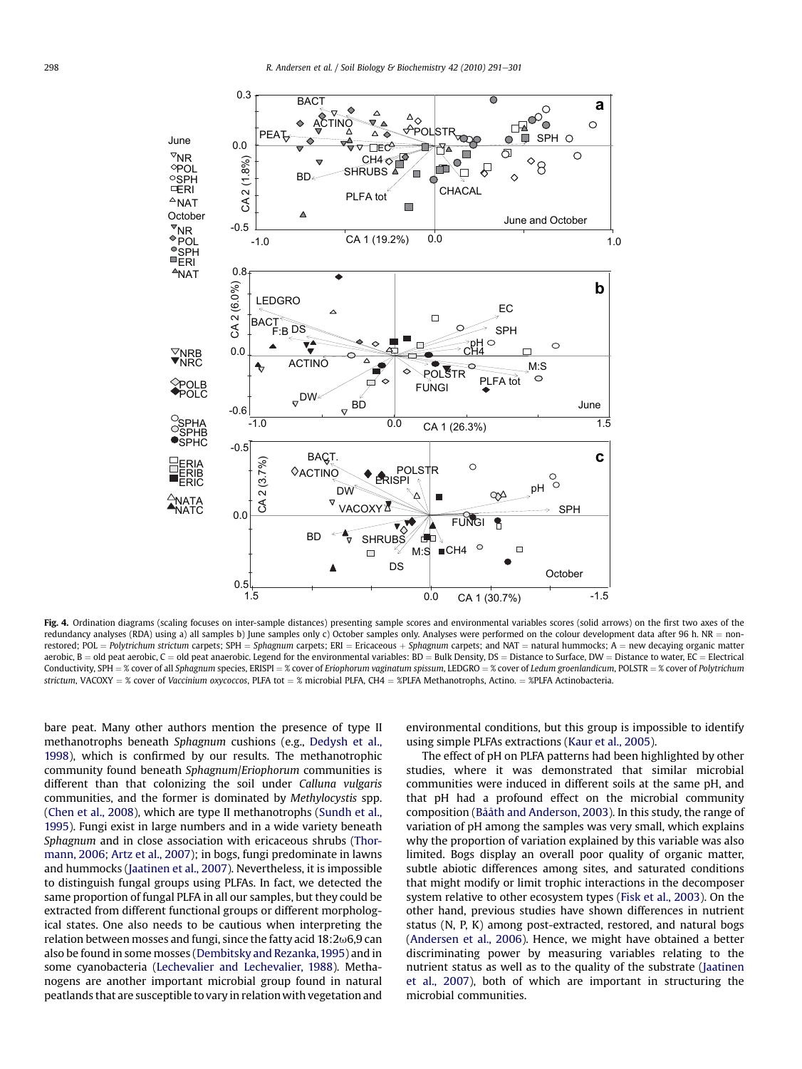Fig. 4. Ordination diagrams (scaling focuses on inter-sample distances) presenting sample scores and environmental variables scores (solid arrows) on the first two axes of the redundancy analyses (RDA) using a) all samples b) June samples only c) October samples only. Analyses were performed on the colour development data after 96 h. NR = non-restored; POL = *Polytrichum strictum* carpets; SPH = *Sphagnum* carpets; ERI = Ericaceous + *Sphagnum* carpets; and NAT = natural hummocks; A = new decaying organic matter aerobic, B = old peat aerobic, C = old peat anaerobic. Legend for the environmental variables: BD = Bulk Density, DS = Distance to Surface, DW = Distance to water, EC = Electrical Conductivity, SPH = % cover of all *Sphagnum* species, ERISPI = % cover of *Eriophorum vaginatum spissum*, LEDGRO = % cover of *Ledum groenlandicum*, POLSTR = % cover of *Polytrichum strictum*, VACOXY = % cover of *Vaccinium oxycoccos*, PLFA tot = % microbial PLFA, CH4 = %PLFA Methanotrophs, Actino. = %PLFA Actinobacteria.

bare peat. Many other authors mention the presence of type II methanotrophs beneath *Sphagnum* cushions (e.g., Dedysh et al., 1998), which is confirmed by our results. The methanotrophic community found beneath *Sphagnum*/*Eriophorum* communities is different than that colonizing the soil under *Calluna vulgaris* communities, and the former is dominated by *Methylocystis* spp. (Chen et al., 2008), which are type II methanotrophs (Sundh et al., 1995). Fungi exist in large numbers and in a wide variety beneath *Sphagnum* and in close association with ericaceous shrubs (Thormann, 2006; Artz et al., 2007); in bogs, fungi predominate in lawns and hummocks (Jaatinen et al., 2007). Nevertheless, it is impossible to distinguish fungal groups using PLFAs. In fact, we detected the same proportion of fungal PLFA in all our samples, but they could be extracted from different functional groups or different morphological states. One also needs to be cautious when interpreting the relation between mosses and fungi, since the fatty acid 18:2ω6,9 can also be found in some mosses (Dembitsky and Rezanka, 1995) and in some cyanobacteria (Lechevalier and Lechevalier, 1988). Methanogens are another important microbial group found in natural peatlands that are susceptible to vary in relation with vegetation and environmental conditions, but this group is impossible to identify using simple PLFAs extractions (Kaur et al., 2005).

The effect of pH on PLFA patterns had been highlighted by other studies, where it was demonstrated that similar microbial communities were induced in different soils at the same pH, and that pH had a profound effect on the microbial community composition (Bååth and Anderson, 2003). In this study, the range of variation of pH among the samples was very small, which explains why the proportion of variation explained by this variable was also limited. Bogs display an overall poor quality of organic matter, subtle abiotic differences among sites, and saturated conditions that might modify or limit trophic interactions in the decomposer system relative to other ecosystem types (Fisk et al., 2003). On the other hand, previous studies have shown differences in nutrient status (N, P, K) among post-extracted, restored, and natural bogs (Andersen et al., 2006). Hence, we might have obtained a better discriminating power by measuring variables relating to the nutrient status as well as to the quality of the substrate (Jaatinen et al., 2007), both of which are important in structuring the microbial communities.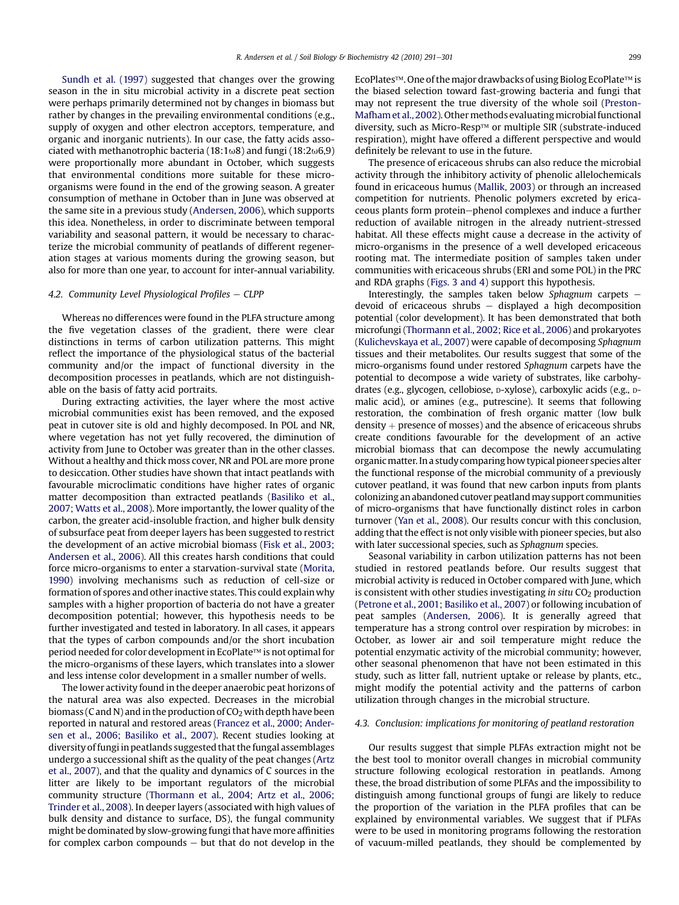Sundh et al. (1997) suggested that changes over the growing season in the in situ microbial activity in a discrete peat section were perhaps primarily determined not by changes in biomass but rather by changes in the prevailing environmental conditions (e.g., supply of oxygen and other electron acceptors, temperature, and organic and inorganic nutrients). In our case, the fatty acids associated with methanotrophic bacteria (18:1ω8) and fungi (18:2ω6,9) were proportionally more abundant in October, which suggests that environmental conditions more suitable for these microorganisms were found in the end of the growing season. A greater consumption of methane in October than in June was observed at the same site in a previous study (Andersen, 2006), which supports this idea. Nonetheless, in order to discriminate between temporal variability and seasonal pattern, it would be necessary to characterize the microbial community of peatlands of different regeneration stages at various moments during the growing season, but also for more than one year, to account for inter-annual variability.

### 4.2. Community Level Physiological Profiles – CLPP

Whereas no differences were found in the PLFA structure among the five vegetation classes of the gradient, there were clear distinctions in terms of carbon utilization patterns. This might reflect the importance of the physiological status of the bacterial community and/or the impact of functional diversity in the decomposition processes in peatlands, which are not distinguishable on the basis of fatty acid portraits.

During extracting activities, the layer where the most active microbial communities exist has been removed, and the exposed peat in cutover site is old and highly decomposed. In POL and NR, where vegetation has not yet fully recovered, the diminution of activity from June to October was greater than in the other classes. Without a healthy and thick moss cover, NR and POL are more prone to desiccation. Other studies have shown that intact peatlands with favourable microclimatic conditions have higher rates of organic matter decomposition than extracted peatlands (Basiliko et al., 2007; Watts et al., 2008). More importantly, the lower quality of the carbon, the greater acid-insoluble fraction, and higher bulk density of subsurface peat from deeper layers has been suggested to restrict the development of an active microbial biomass (Fisk et al., 2003; Andersen et al., 2006). All this creates harsh conditions that could force micro-organisms to enter a starvation-survival state (Morita, 1990) involving mechanisms such as reduction of cell-size or formation of spores and other inactive states. This could explain why samples with a higher proportion of bacteria do not have a greater decomposition potential; however, this hypothesis needs to be further investigated and tested in laboratory. In all cases, it appears that the types of carbon compounds and/or the short incubation period needed for color development in EcoPlate™ is not optimal for the micro-organisms of these layers, which translates into a slower and less intense color development in a smaller number of wells.

The lower activity found in the deeper anaerobic peat horizons of the natural area was also expected. Decreases in the microbial biomass (C and N) and in the production of $CO_2$ with depth have been reported in natural and restored areas (Francez et al., 2000; Andersen et al., 2006; Basiliko et al., 2007). Recent studies looking at diversity of fungi in peatlands suggested that the fungal assemblages undergo a successional shift as the quality of the peat changes (Artz et al., 2007), and that the quality and dynamics of C sources in the litter are likely to be important regulators of the microbial community structure (Thormann et al., 2004; Artz et al., 2006; Trinder et al., 2008). In deeper layers (associated with high values of bulk density and distance to surface, DS), the fungal community might be dominated by slow-growing fungi that have more affinities for complex carbon compounds – but that do not develop in the EcoPlates™. One of the major drawbacks of using Biolog EcoPlate™ is the biased selection toward fast-growing bacteria and fungi that may not represent the true diversity of the whole soil (Preston-Mafham et al., 2002). Other methods evaluating microbial functional diversity, such as Micro-Resp™ or multiple SIR (substrate-induced respiration), might have offered a different perspective and would definitely be relevant to use in the future.

The presence of ericaceous shrubs can also reduce the microbial activity through the inhibitory activity of phenolic allelochemicals found in ericaceous humus (Mallik, 2003) or through an increased competition for nutrients. Phenolic polymers excreted by ericaceous plants form protein–phenol complexes and induce a further reduction of available nitrogen in the already nutrient-stressed habitat. All these effects might cause a decrease in the activity of micro-organisms in the presence of a well developed ericaceous rooting mat. The intermediate position of samples taken under communities with ericaceous shrubs (ERI and some POL) in the PRC and RDA graphs (Figs. 3 and 4) support this hypothesis.

Interestingly, the samples taken below *Sphagnum* carpets – devoid of ericaceous shrubs – displayed a high decomposition potential (color development). It has been demonstrated that both microfungi (Thormann et al., 2002; Rice et al., 2006) and prokaryotes (Kulichevskaya et al., 2007) were capable of decomposing *Sphagnum* tissues and their metabolites. Our results suggest that some of the micro-organisms found under restored *Sphagnum* carpets have the potential to decompose a wide variety of substrates, like carbohydrates (e.g., glycogen, cellobiose, D-xylose), carboxylic acids (e.g., D-malic acid), or amines (e.g., putrescine). It seems that following restoration, the combination of fresh organic matter (low bulk density + presence of mosses) and the absence of ericaceous shrubs create conditions favourable for the development of an active microbial biomass that can decompose the newly accumulating organic matter. In a study comparing how typical pioneer species alter the functional response of the microbial community of a previously cutover peatland, it was found that new carbon inputs from plants colonizing an abandoned cutover peatland may support communities of micro-organisms that have functionally distinct roles in carbon turnover (Yan et al., 2008). Our results concur with this conclusion, adding that the effect is not only visible with pioneer species, but also with later successional species, such as *Sphagnum* species.

Seasonal variability in carbon utilization patterns has not been studied in restored peatlands before. Our results suggest that microbial activity is reduced in October compared with June, which is consistent with other studies investigating *in situ* $CO_2$ production (Petrone et al., 2001; Basiliko et al., 2007) or following incubation of peat samples (Andersen, 2006). It is generally agreed that temperature has a strong control over respiration by microbes: in October, as lower air and soil temperature might reduce the potential enzymatic activity of the microbial community; however, other seasonal phenomenon that have not been estimated in this study, such as litter fall, nutrient uptake or release by plants, etc., might modify the potential activity and the patterns of carbon utilization through changes in the microbial structure.

### 4.3. Conclusion: implications for monitoring of peatland restoration

Our results suggest that simple PLFAs extraction might not be the best tool to monitor overall changes in microbial community structure following ecological restoration in peatlands. Among these, the broad distribution of some PLFAs and the impossibility to distinguish among functional groups of fungi are likely to reduce the proportion of the variation in the PLFA profiles that can be explained by environmental variables. We suggest that if PLFAs were to be used in monitoring programs following the restoration of vacuum-milled peatlands, they should be complemented by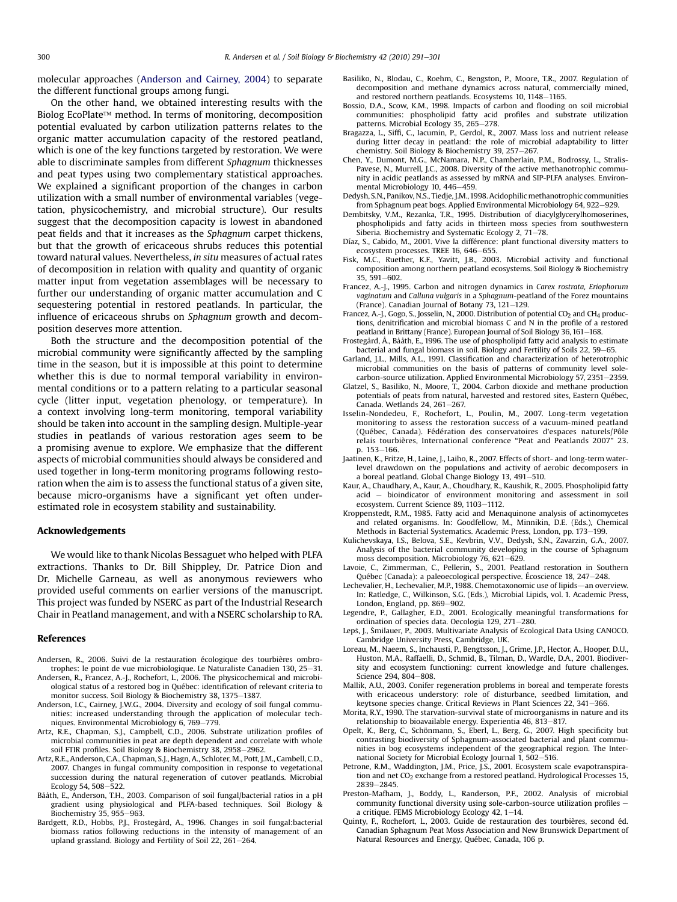molecular approaches (Anderson and Cairney, 2004) to separate the different functional groups among fungi.

On the other hand, we obtained interesting results with the Biolog EcoPlate™ method. In terms of monitoring, decomposition potential evaluated by carbon utilization patterns relates to the organic matter accumulation capacity of the restored peatland, which is one of the key functions targeted by restoration. We were able to discriminate samples from different *Sphagnum* thicknesses and peat types using two complementary statistical approaches. We explained a significant proportion of the changes in carbon utilization with a small number of environmental variables (vegetation, physicochemistry, and microbial structure). Our results suggest that the decomposition capacity is lowest in abandoned peat fields and that it increases as the *Sphagnum* carpet thickens, but that the growth of ericaceous shrubs reduces this potential toward natural values. Nevertheless, *in situ* measures of actual rates of decomposition in relation with quality and quantity of organic matter input from vegetation assemblages will be necessary to further our understanding of organic matter accumulation and C sequestering potential in restored peatlands. In particular, the influence of ericaceous shrubs on *Sphagnum* growth and decomposition deserves more attention.

Both the structure and the decomposition potential of the microbial community were significantly affected by the sampling time in the season, but it is impossible at this point to determine whether this is due to normal temporal variability in environmental conditions or to a pattern relating to a particular seasonal cycle (litter input, vegetation phenology, or temperature). In a context involving long-term monitoring, temporal variability should be taken into account in the sampling design. Multiple-year studies in peatlands of various restoration ages seem to be a promising avenue to explore. We emphasize that the different aspects of microbial communities should always be considered and used together in long-term monitoring programs following restoration when the aim is to assess the functional status of a given site, because micro-organisms have a significant yet often underestimated role in ecosystem stability and sustainability.

## Acknowledgements

We would like to thank Nicolas Bessaguet who helped with PLFA extractions. Thanks to Dr. Bill Shippley, Dr. Patrice Dion and Dr. Michelle Garneau, as well as anonymous reviewers who provided useful comments on earlier versions of the manuscript. This project was funded by NSERC as part of the Industrial Research Chair in Peatland management, and with a NSERC scholarship to RA.

## References

Andersen, R., 2006. Suivi de la restauration écologique des tourbières ombrotrophes: le point de vue microbiologique. Le Naturaliste Canadien 130, 25–31.

Andersen, R., Francez, A.-J., Rochefort, L., 2006. The physicochemical and microbiological status of a restored bog in Québec: identification of relevant criteria to monitor success. Soil Biology & Biochemistry 38, 1375–1387.

Anderson, I.C., Cairney, J.W.G., 2004. Diversity and ecology of soil fungal communities: increased understanding through the application of molecular techniques. Environmental Microbiology 6, 769–779.

Artz, R.E., Chapman, S.J., Campbell, C.D., 2006. Substrate utilization profiles of microbial communities in peat are depth dependent and correlate with whole soil FTIR profiles. Soil Biology & Biochemistry 38, 2958–2962.

Artz, R.E., Anderson, C.A., Chapman, S.J., Hagn, A., Schloter, M., Pott, J.M., Cambell, C.D., 2007. Changes in fungal community composition in response to vegetational succession during the natural regeneration of cutover peatlands. Microbial Ecology 54, 508–522.

Bååth, E., Anderson, T.H., 2003. Comparison of soil fungal/bacterial ratios in a pH gradient using physiological and PLFA-based techniques. Soil Biology & Biochemistry 35, 955–963.

Bardgett, R.D., Hobbs, P.J., Frostegård, A., 1996. Changes in soil fungal:bacterial biomass ratios following reductions in the intensity of management of an upland grassland. Biology and Fertility of Soil 22, 261–264.

Basiliko, N., Blodau, C., Roehm, C., Bengston, P., Moore, T.R., 2007. Regulation of decomposition and methane dynamics across natural, commercially mined, and restored northern peatlands. Ecosystems 10, 1148–1165.

Bossio, D.A., Scow, K.M., 1998. Impacts of carbon and flooding on soil microbial communities: phospholipid fatty acid profiles and substrate utilization patterns. Microbial Ecology 35, 265–278.

Bragazza, L., Siffi, C., Iacumin, P., Gerdol, R., 2007. Mass loss and nutrient release during litter decay in peatland: the role of microbial adaptability to litter chemistry. Soil Biology & Biochemistry 39, 257–267.

Chen, Y., Dumont, M.G., McNamara, N.P., Chamberlain, P.M., Bodrossy, L., Stralis-Pavese, N., Murrell, J.C., 2008. Diversity of the active methanotrophic community in acidic peatlands as assessed by mRNA and SIP-PLFA analyses. Environmental Microbiology 10, 446–459.

Dedysh, S.N., Panikov, N.S., Tiedje, J.M., 1998. Acidophilic methanotrophic communities from Sphagnum peat bogs. Applied Environmental Microbiology 64, 922–929.

Dembitsky, V.M., Rezanka, T.R., 1995. Distribution of diacylglycerylhomoserines, phospholipids and fatty acids in thirteen moss species from southwestern Siberia. Biochemistry and Systematic Ecology 2, 71–78.

Díaz, S., Cabido, M., 2001. Vive la différence: plant functional diversity matters to ecosystem processes. TREE 16, 646–655.

Fisk, M.C., Ruether, K.F., Yavitt, J.B., 2003. Microbial activity and functional composition among northern peatland ecosystems. Soil Biology & Biochemistry 35, 591–602.

Francez, A.-J., 1995. Carbon and nitrogen dynamics in *Carex rostrata*, *Eriophorum vaginatum* and *Calluna vulgaris* in a *Sphagnum*-peatland of the Forez mountains (France). Canadian Journal of Botany 73, 121–129.

Francez, A.-J., Gogo, S., Josselin, N., 2000. Distribution of potential $CO_2$ and $CH_4$ productions, denitrification and microbial biomass C and N in the profile of a restored peatland in Brittany (France). European Journal of Soil Biology 36, 161–168.

Frostegård, Å., Bååth, E., 1996. The use of phospholipid fatty acid analysis to estimate bacterial and fungal biomass in soil. Biology and Fertility of Soils 22, 59–65.

Garland, J.L., Mills, A.L., 1991. Classification and characterization of heterotrophic microbial communities on the basis of patterns of community level sole-carbon-source utilization. Applied Environmental Microbiology 57, 2351–2359.

Glatzel, S., Basiliko, N., Moore, T., 2004. Carbon dioxide and methane production potentials of peats from natural, harvested and restored sites, Eastern Québec, Canada. Wetlands 24, 261–267.

Isselin-Nondedeu, F., Rochefort, L., Poulin, M., 2007. Long-term vegetation monitoring to assess the restoration success of a vacuum-mined peatland (Québec, Canada). Fédération des conservatoires d'espaces naturels/Pôle relais tourbières, International conference "Peat and Peatlands 2007" 23. p. 153–166.

Jaatinen, K., Fritze, H., Laine, J., Laiho, R., 2007. Effects of short- and long-term water-level drawdown on the populations and activity of aerobic decomposers in a boreal peatland. Global Change Biology 13, 491–510.

Kaur, A., Chaudhary, A., Kaur, A., Choudhary, R., Kaushik, R., 2005. Phospholipid fatty acid – bioindicator of environment monitoring and assessment in soil ecosystem. Current Science 89, 1103–1112.

Kroppenstedt, R.M., 1985. Fatty acid and Menaquinone analysis of actinomycetes and related organisms. In: Goodfellow, M., Minnikin, D.E. (Eds.), Chemical Methods in Bacterial Systematics. Academic Press, London, pp. 173–199.

Kulichevskaya, I.S., Belova, S.E., Kevbrin, V.V., Dedysh, S.N., Zavarzin, G.A., 2007. Analysis of the bacterial community developing in the course of Sphagnum moss decomposition. Microbiology 76, 621–629.

Lavoie, C., Zimmerman, C., Pellerin, S., 2001. Peatland restoration in Southern Québec (Canada): a paleoecological perspective. Écoscience 18, 247–248.

Lechevalier, H., Lechevalier, M.P., 1988. Chemotaxonomic use of lipids—an overview. In: Ratledge, C., Wilkinson, S.G. (Eds.), Microbial Lipids, vol. 1. Academic Press, London, England, pp. 869–902.

Legendre, P., Gallagher, E.D., 2001. Ecologically meaningful transformations for ordination of species data. Oecologia 129, 271–280.

Lepš, J., Šmilauer, P., 2003. Multivariate Analysis of Ecological Data Using CANOCO. Cambridge University Press, Cambridge, UK.

Loreau, M., Naeem, S., Inchausti, P., Bengtsson, J., Grime, J.P., Hector, A., Hooper, D.U., Huston, M.A., Raffaelli, D., Schmid, B., Tilman, D., Wardle, D.A., 2001. Biodiversity and ecosystem functioning: current knowledge and future challenges. Science 294, 804–808.

Mallik, A.U., 2003. Conifer regeneration problems in boreal and temperate forests with ericaceous understory: role of disturbance, seedbed limitation, and keytsone species change. Critical Reviews in Plant Sciences 22, 341–366.

Morita, R.Y., 1990. The starvation-survival state of microorganisms in nature and its relationship to bioavailable energy. Experientia 46, 813–817.

Opelt, K., Berg, C., Schönmann, S., Eberl, L., Berg, G., 2007. High specificity but contrasting biodiversity of Sphagnum-associated bacterial and plant communities in bog ecosystems independent of the geographical region. The International Society for Microbial Ecology Journal 1, 502–516.

Petrone, R.M., Waddington, J.M., Price, J.S., 2001. Ecosystem scale evapotranspiration and net $CO_2$ exchange from a restored peatland. Hydrological Processes 15, 2839–2845.

Preston-Mafham, J., Boddy, L., Randerson, P.F., 2002. Analysis of microbial community functional diversity using sole-carbon-source utilization profiles – a critique. FEMS Microbiology Ecology 42, 1–14.

Quinty, F., Rochefort, L., 2003. Guide de restauration des tourbières, second éd. Canadian Sphagnum Peat Moss Association and New Brunswick Department of Natural Resources and Energy, Québec, Canada, 106 p.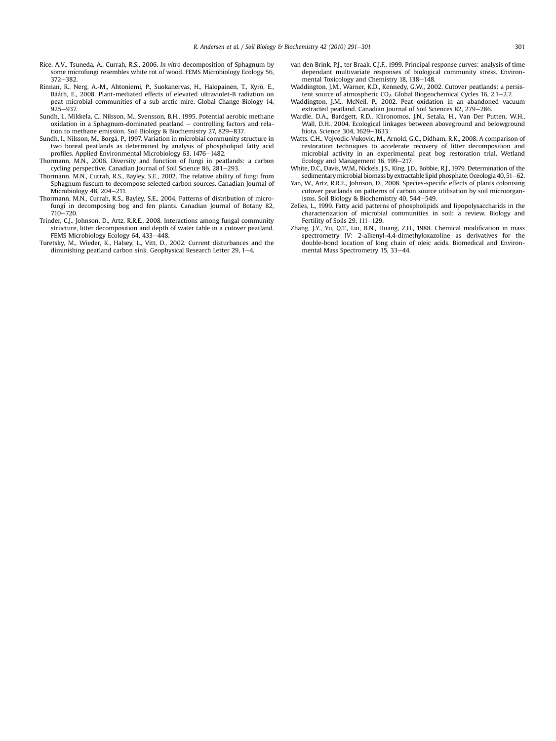Rice, A.V., Tsuneda, A., Currah, R.S., 2006. *In vitro* decomposition of Sphagnum by some microfungi resembles white rot of wood. FEMS Microbiology Ecology 56, 372–382.

Rinnan, R., Nerg, A.-M., Ahtoniemi, P., Suokanervas, H., Halopainen, T., Kyrö, E., Bååth, E., 2008. Plant-mediated effects of elevated ultraviolet-B radiation on peat microbial communities of a sub arctic mire. Global Change Biology 14, 925–937.

Sundh, I., Mikkela, C., Nilsson, M., Svensson, B.H., 1995. Potential aerobic methane oxidation in a Sphagnum-dominated peatland – controlling factors and relation to methane emission. Soil Biology & Biochemistry 27, 829–837.

Sundh, I., Nilsson, M., Borgå, P., 1997. Variation in microbial community structure in two boreal peatlands as determined by analysis of phospholipid fatty acid profiles. Applied Environmental Microbiology 63, 1476–1482.

Thormann, M.N., 2006. Diversity and function of fungi in peatlands: a carbon cycling perspective. Canadian Journal of Soil Science 86, 281–293.

Thormann, M.N., Currah, R.S., Bayley, S.E., 2002. The relative ability of fungi from Sphagnum fuscum to decompose selected carbon sources. Canadian Journal of Microbiology 48, 204–211.

Thormann, M.N., Currah, R.S., Bayley, S.E., 2004. Patterns of distribution of microfungi in decomposing bog and fen plants. Canadian Journal of Botany 82, 710–720.

Trinder, C.J., Johnson, D., Artz, R.R.E., 2008. Interactions among fungal community structure, litter decomposition and depth of water table in a cutover peatland. FEMS Microbiology Ecology 64, 433–448.

Turetsky, M., Wieder, K., Halsey, L., Vitt, D., 2002. Current disturbances and the diminishing peatland carbon sink. Geophysical Research Letter 29, 1–4.

van den Brink, P.J., ter Braak, C.J.F., 1999. Principal response curves: analysis of time dependant multivariate responses of biological community stress. Environmental Toxicology and Chemistry 18, 138–148.

Waddington, J.M., Warner, K.D., Kennedy, G.W., 2002. Cutover peatlands: a persistent source of atmospheric $CO_2$. Global Biogeochemical Cycles 16, 2.1–2.7.

Waddington, J.M., McNeil, P., 2002. Peat oxidation in an abandoned vacuum extracted peatland. Canadian Journal of Soil Sciences 82, 279–286.

Wardle, D.A., Bardgett, R.D., Klironomos, J.N., Setala, H., Van Der Putten, W.H., Wall, D.H., 2004. Ecological linkages between aboveground and belowground biota. Science 304, 1629–1633.

Watts, C.H., Vojvodic-Vukovic, M., Arnold, G.C., Didham, R.K., 2008. A comparison of restoration techniques to accelerate recovery of litter decomposition and microbial activity in an experimental peat bog restoration trial. Wetland Ecology and Management 16, 199–217.

White, D.C., Davis, W.M., Nickels, J.S., King, J.D., Bobbie, R.J., 1979. Determination of the sedimentary microbial biomass by extractable lipid phosphate. Oceologia 40, 51–62.

Yan, W., Artz, R.R.E., Johnson, D., 2008. Species-specific effects of plants colonising cutover peatlands on patterns of carbon source utilisation by soil microorganisms. Soil Biology & Biochemistry 40, 544–549.

Zelles, L., 1999. Fatty acid patterns of phospholipids and lipopolysaccharids in the characterization of microbial communities in soil: a review. Biology and Fertility of Soils 29, 111–129.

Zhang, J.Y., Yu, Q.T., Liu, B.N., Huang, Z.H., 1988. Chemical modification in mass spectrometry IV: 2-alkenyl-4,4-dimethyloxazoline as derivatives for the double-bond location of long chain of oleic acids. Biomedical and Environmental Mass Spectrometry 15, 33–44.